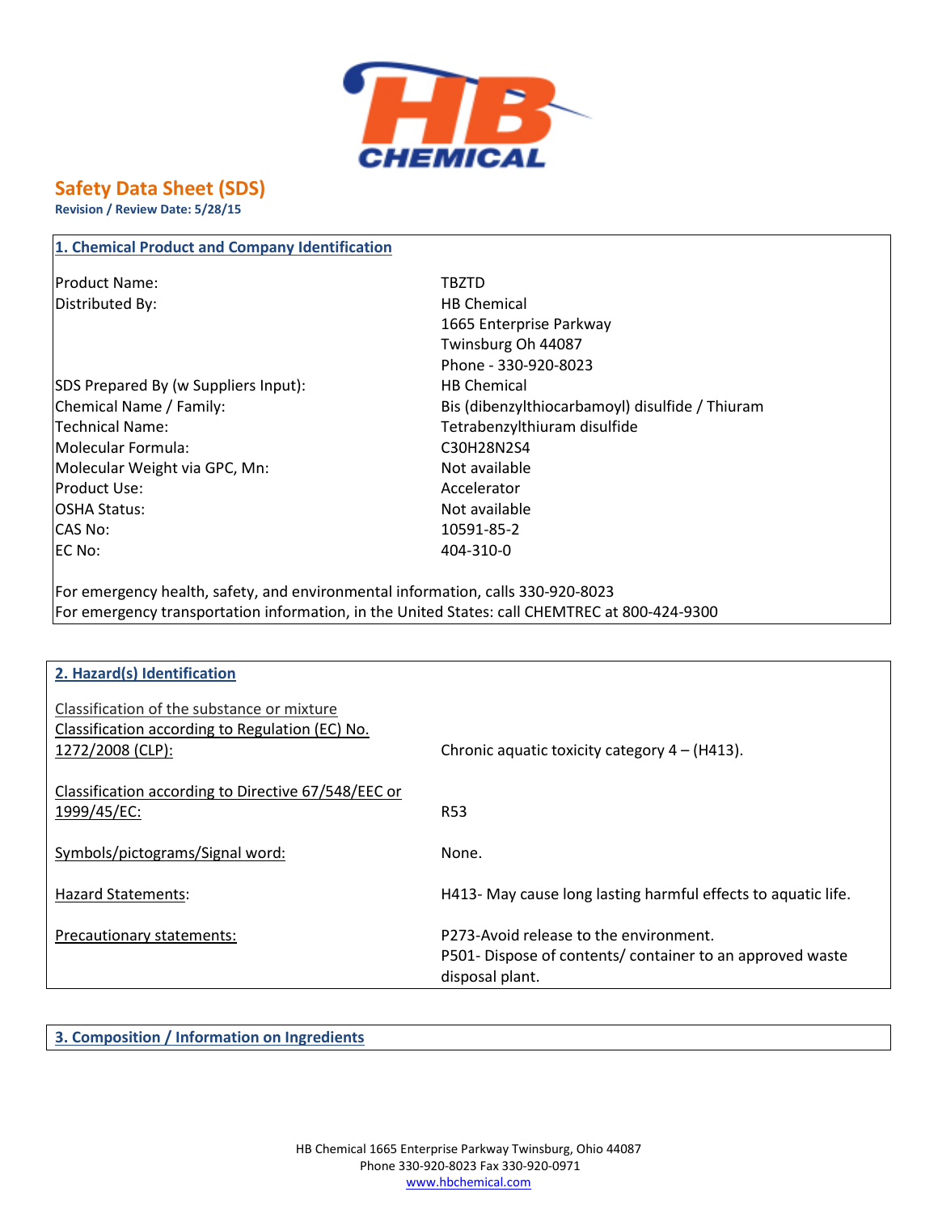# Safety Data Sheet (SDS)

**Revision / Review Date: 5/28/15**

## 1. Chemical Product and Company Identification

| | |
|---|---|
| Product Name: | TBZTD |
| Distributed By: | HB Chemical<br>1665 Enterprise Parkway<br>Twinsburg Oh 44087<br>Phone - 330-920-8023 |
| SDS Prepared By (w Suppliers Input): | HB Chemical |
| Chemical Name / Family: | Bis (dibenzylthiocarbamoyl) disulfide / Thiuram |
| Technical Name: | Tetrabenzylthiuram disulfide |
| Molecular Formula: | $C_{30}H_{28}N_2S_4$ |
| Molecular Weight via GPC, Mn: | Not available |
| Product Use: | Accelerator |
| OSHA Status: | Not available |
| CAS No: | 10591-85-2 |
| EC No: | 404-310-0 |

For emergency health, safety, and environmental information, calls 330-920-8023
For emergency transportation information, in the United States: call CHEMTREC at 800-424-9300

## 2. Hazard(s) Identification

Classification of the substance or mixture

| | |
|---|---|
| Classification according to Regulation (EC) No. 1272/2008 (CLP): | Chronic aquatic toxicity category 4 – (H413). |
| Classification according to Directive 67/548/EEC or 1999/45/EC: | R53 |
| Symbols/pictograms/Signal word: | None. |
| Hazard Statements: | H413- May cause long lasting harmful effects to aquatic life. |
| Precautionary statements: | P273-Avoid release to the environment.<br>P501- Dispose of contents/ container to an approved waste disposal plant. |

## 3. Composition / Information on Ingredients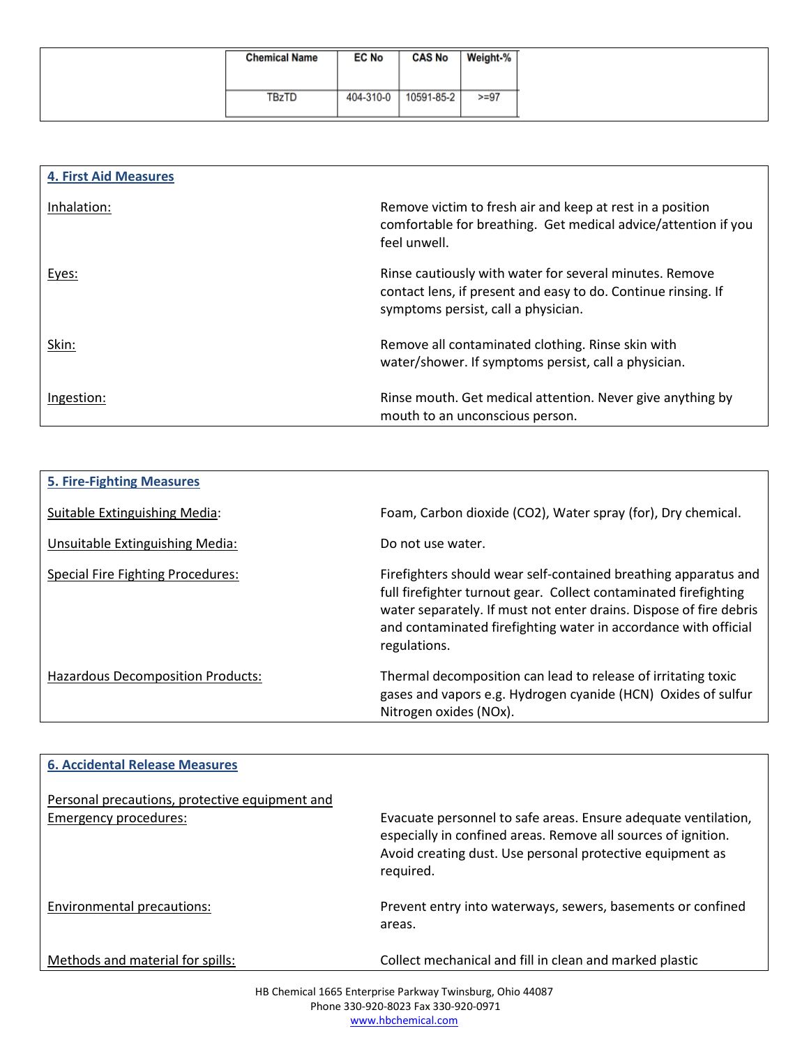| Chemical Name | EC No | CAS No | Weight-% |
|---|---|---|---|
| TBzTD | 404-310-0 | 10591-85-2 | >=97 |

## 4. First Aid Measures

Inhalation:
Remove victim to fresh air and keep at rest in a position comfortable for breathing. Get medical advice/attention if you feel unwell.

Eyes:
Rinse cautiously with water for several minutes. Remove contact lens, if present and easy to do. Continue rinsing. If symptoms persist, call a physician.

Skin:
Remove all contaminated clothing. Rinse skin with water/shower. If symptoms persist, call a physician.

Ingestion:
Rinse mouth. Get medical attention. Never give anything by mouth to an unconscious person.

## 5. Fire-Fighting Measures

Suitable Extinguishing Media:
Foam, Carbon dioxide ($CO_2$), Water spray (for), Dry chemical.

Unsuitable Extinguishing Media:
Do not use water.

Special Fire Fighting Procedures:
Firefighters should wear self-contained breathing apparatus and full firefighter turnout gear. Collect contaminated firefighting water separately. If must not enter drains. Dispose of fire debris and contaminated firefighting water in accordance with official regulations.

Hazardous Decomposition Products:
Thermal decomposition can lead to release of irritating toxic gases and vapors e.g. Hydrogen cyanide (HCN) Oxides of sulfur Nitrogen oxides ($NO_x$).

## 6. Accidental Release Measures

Personal precautions, protective equipment and Emergency procedures:
Evacuate personnel to safe areas. Ensure adequate ventilation, especially in confined areas. Remove all sources of ignition. Avoid creating dust. Use personal protective equipment as required.

Environmental precautions:
Prevent entry into waterways, sewers, basements or confined areas.

Methods and material for spills:
Collect mechanical and fill in clean and marked plastic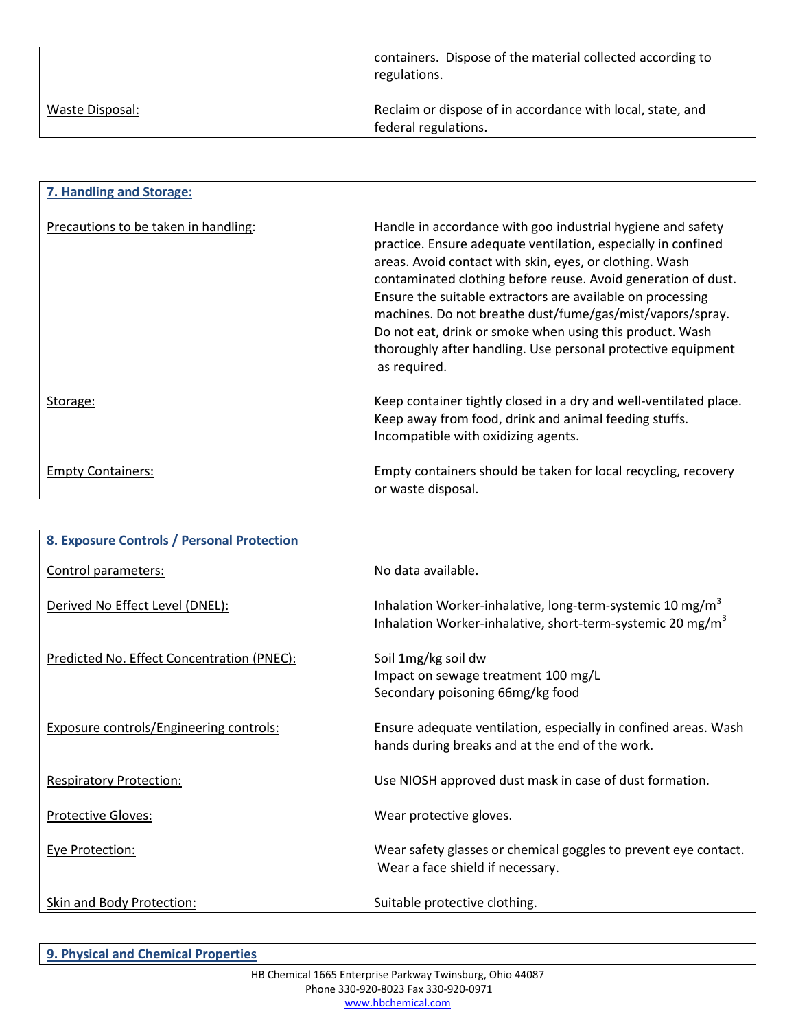containers. Dispose of the material collected according to regulations.

Waste Disposal: Reclaim or dispose of in accordance with local, state, and federal regulations.

## 7. Handling and Storage:

Precautions to be taken in handling: Handle in accordance with goo industrial hygiene and safety practice. Ensure adequate ventilation, especially in confined areas. Avoid contact with skin, eyes, or clothing. Wash contaminated clothing before reuse. Avoid generation of dust. Ensure the suitable extractors are available on processing machines. Do not breathe dust/fume/gas/mist/vapors/spray. Do not eat, drink or smoke when using this product. Wash thoroughly after handling. Use personal protective equipment as required.

Storage: Keep container tightly closed in a dry and well-ventilated place. Keep away from food, drink and animal feeding stuffs. Incompatible with oxidizing agents.

Empty Containers: Empty containers should be taken for local recycling, recovery or waste disposal.

## 8. Exposure Controls / Personal Protection

Control parameters: No data available.

Derived No Effect Level (DNEL): Inhalation Worker-inhalative, long-term-systemic 10 mg/$m^3$
Inhalation Worker-inhalative, short-term-systemic 20 mg/$m^3$

Predicted No. Effect Concentration (PNEC): Soil 1mg/kg soil dw
Impact on sewage treatment 100 mg/L
Secondary poisoning 66mg/kg food

Exposure controls/Engineering controls: Ensure adequate ventilation, especially in confined areas. Wash hands during breaks and at the end of the work.

Respiratory Protection: Use NIOSH approved dust mask in case of dust formation.

Protective Gloves: Wear protective gloves.

Eye Protection: Wear safety glasses or chemical goggles to prevent eye contact. Wear a face shield if necessary.

Skin and Body Protection: Suitable protective clothing.

## 9. Physical and Chemical Properties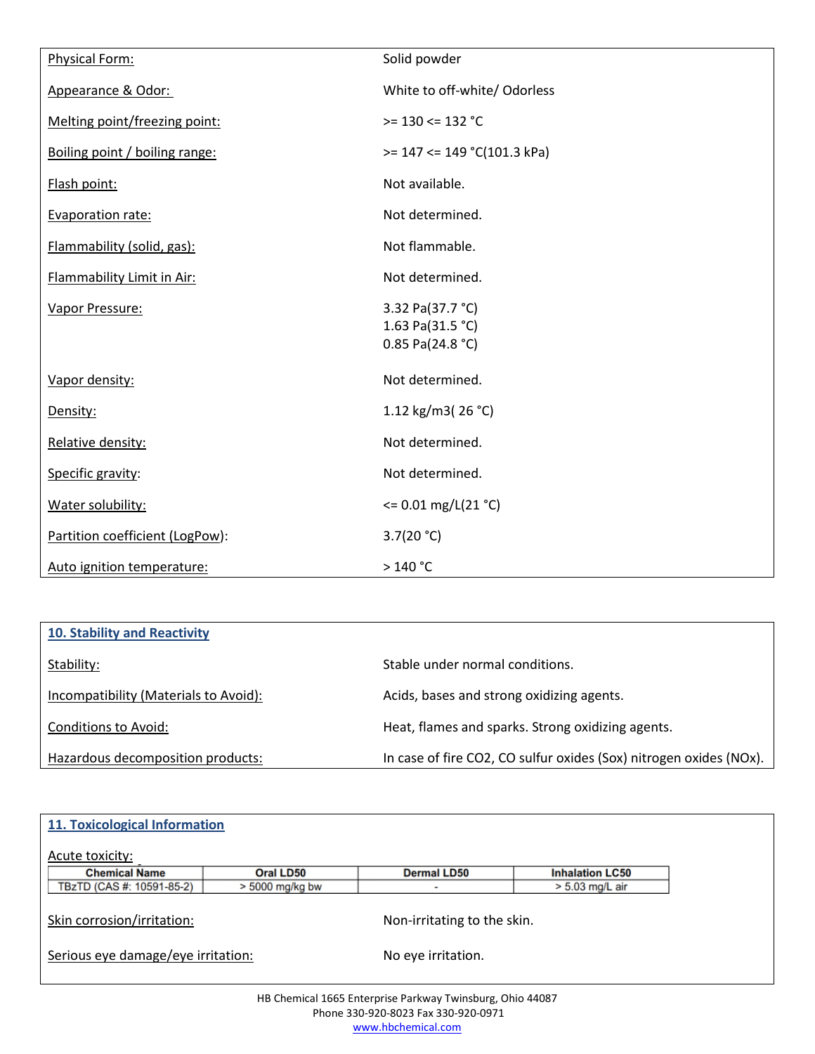| | |
|---|---|
| Physical Form: | Solid powder |
| Appearance & Odor: | White to off-white/ Odorless |
| Melting point/freezing point: | >= 130 <= 132 °C |
| Boiling point / boiling range: | >= 147 <= 149 °C(101.3 kPa) |
| Flash point: | Not available. |
| Evaporation rate: | Not determined. |
| Flammability (solid, gas): | Not flammable. |
| Flammability Limit in Air: | Not determined. |
| Vapor Pressure: | 3.32 Pa(37.7 °C)<br>1.63 Pa(31.5 °C)<br>0.85 Pa(24.8 °C) |
| Vapor density: | Not determined. |
| Density: | 1.12 kg/m3( 26 °C) |
| Relative density: | Not determined. |
| Specific gravity: | Not determined. |
| Water solubility: | <= 0.01 mg/L(21 °C) |
| Partition coefficient (LogPow): | 3.7(20 °C) |
| Auto ignition temperature: | > 140 °C |

## 10. Stability and Reactivity

| | |
|---|---|
| Stability: | Stable under normal conditions. |
| Incompatibility (Materials to Avoid): | Acids, bases and strong oxidizing agents. |
| Conditions to Avoid: | Heat, flames and sparks. Strong oxidizing agents. |
| Hazardous decomposition products: | In case of fire CO2, CO sulfur oxides (Sox) nitrogen oxides (NOx). |

## 11. Toxicological Information

Acute toxicity:

| Chemical Name | Oral LD50 | Dermal LD50 | Inhalation LC50 |
|---|---|---|---|
| TBzTD (CAS #: 10591-85-2) | > 5000 mg/kg bw | - | > 5.03 mg/L air |

| | |
|---|---|
| Skin corrosion/irritation: | Non-irritating to the skin. |
| Serious eye damage/eye irritation: | No eye irritation. |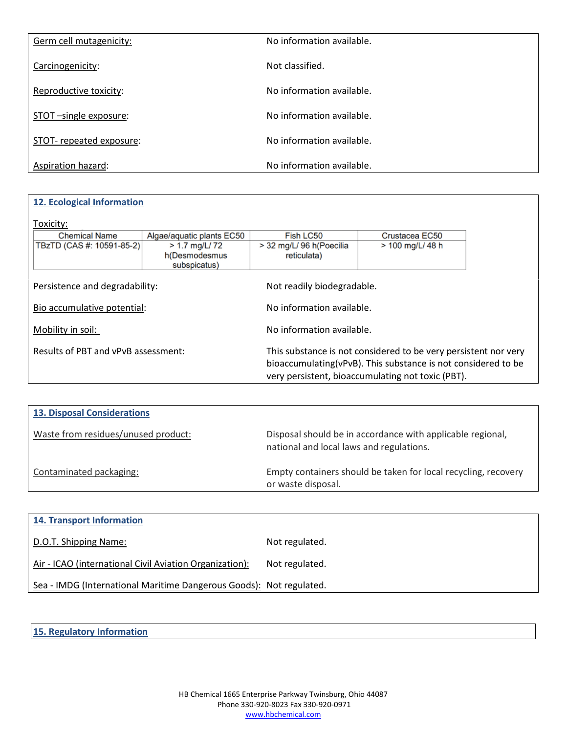Germ cell mutagenicity: No information available.

Carcinogenicity: Not classified.

Reproductive toxicity: No information available.

STOT –single exposure: No information available.

STOT- repeated exposure: No information available.

Aspiration hazard: No information available.

## 12. Ecological Information

Toxicity:

| Chemical Name | Algae/aquatic plants EC50 | Fish LC50 | Crustacea EC50 |
|---|---|---|---|
| TBzTD (CAS #: 10591-85-2) | > 1.7 mg/L/ 72 h(Desmodesmus subspicatus) | > 32 mg/L/ 96 h(Poecilia reticulata) | > 100 mg/L/ 48 h |

Persistence and degradability: Not readily biodegradable.

Bio accumulative potential: No information available.

Mobility in soil: No information available.

Results of PBT and vPvB assessment: This substance is not considered to be very persistent nor very bioaccumulating(vPvB). This substance is not considered to be very persistent, bioaccumulating not toxic (PBT).

## 13. Disposal Considerations

Waste from residues/unused product: Disposal should be in accordance with applicable regional, national and local laws and regulations.

Contaminated packaging: Empty containers should be taken for local recycling, recovery or waste disposal.

## 14. Transport Information

D.O.T. Shipping Name: Not regulated.

Air - ICAO (international Civil Aviation Organization): Not regulated.

Sea - IMDG (International Maritime Dangerous Goods): Not regulated.

## 15. Regulatory Information

HB Chemical 1665 Enterprise Parkway Twinsburg, Ohio 44087
Phone 330-920-8023 Fax 330-920-0971
www.hbchemical.com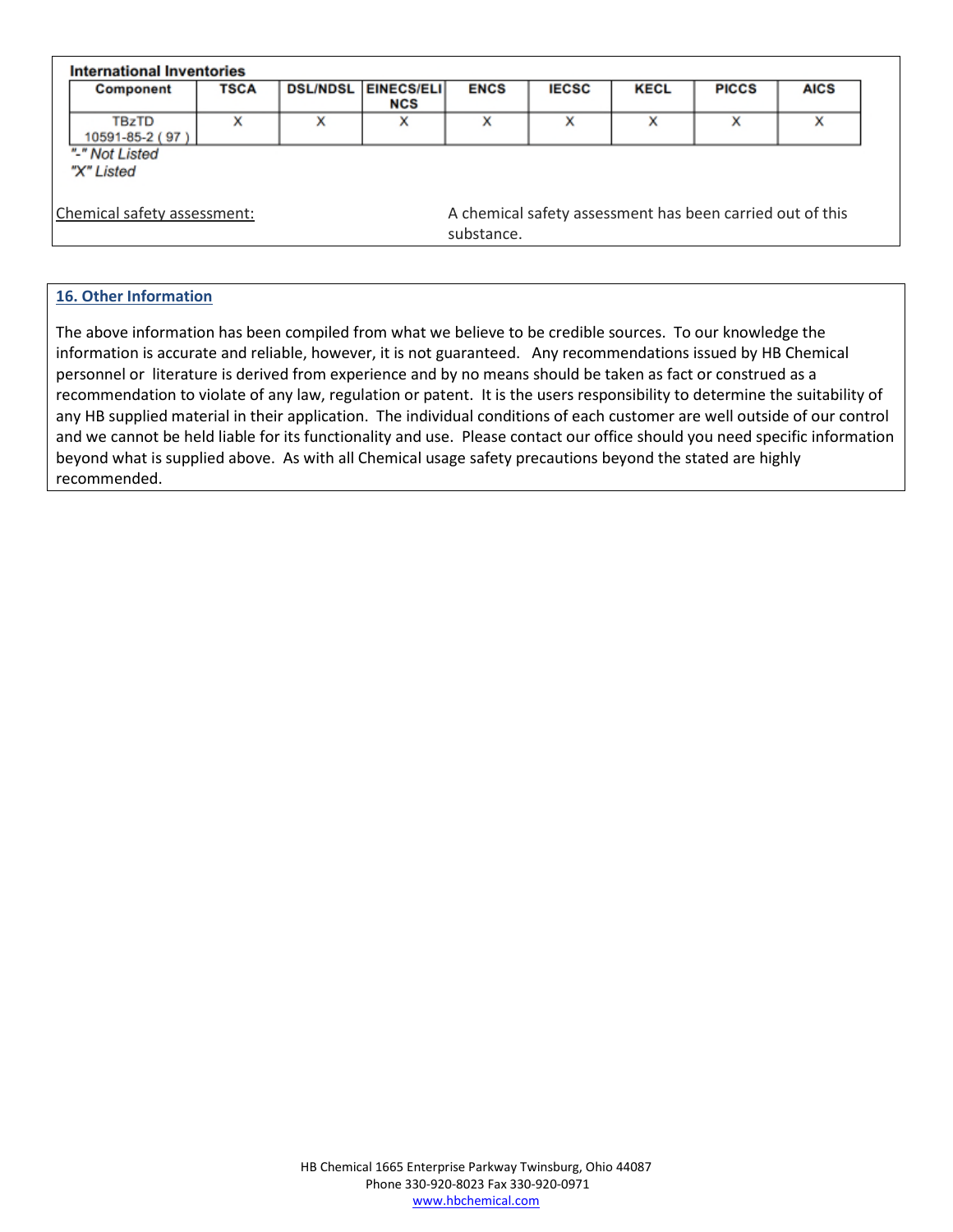**International Inventories**

| Component | TSCA | DSL/NDSL | EINECS/ELINCS | ENCS | IECSC | KECL | PICCS | AICS |
|---|---|---|---|---|---|---|---|---|
| TBzTD 10591-85-2 ( 97 ) | X | X | X | X | X | X | X | X |

*"-" Not Listed*
*"X" Listed*

Chemical safety assessment: A chemical safety assessment has been carried out of this substance.

## 16. Other Information

The above information has been compiled from what we believe to be credible sources. To our knowledge the information is accurate and reliable, however, it is not guaranteed. Any recommendations issued by HB Chemical personnel or literature is derived from experience and by no means should be taken as fact or construed as a recommendation to violate of any law, regulation or patent. It is the users responsibility to determine the suitability of any HB supplied material in their application. The individual conditions of each customer are well outside of our control and we cannot be held liable for its functionality and use. Please contact our office should you need specific information beyond what is supplied above. As with all Chemical usage safety precautions beyond the stated are highly recommended.

HB Chemical 1665 Enterprise Parkway Twinsburg, Ohio 44087
Phone 330-920-8023 Fax 330-920-0971
www.hbchemical.com